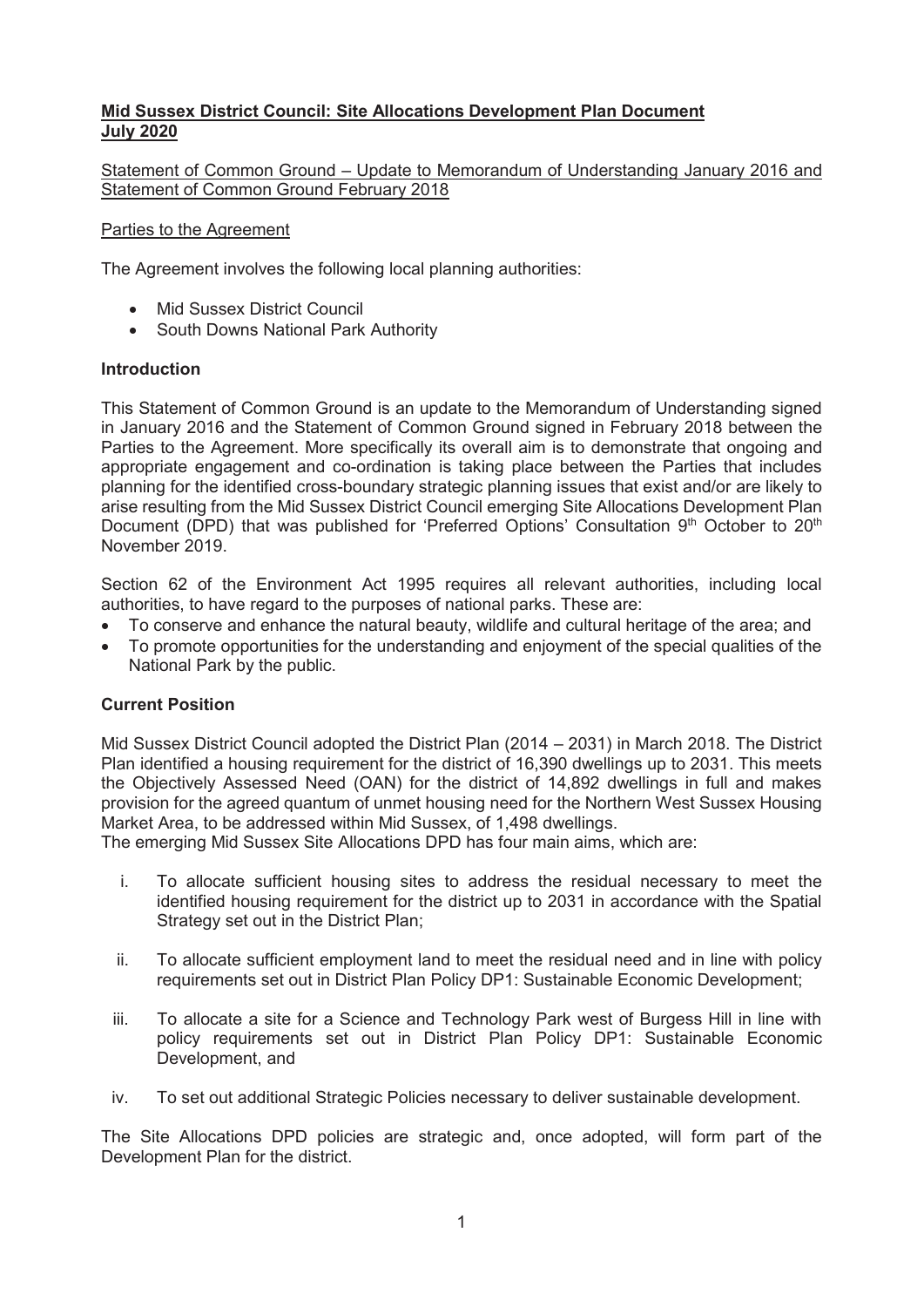# **Mid Sussex District Council: Site Allocations Development Plan Document July 2020**

Statement of Common Ground – Update to Memorandum of Understanding January 2016 and Statement of Common Ground February 2018

Parties to the Agreement

The Agreement involves the following local planning authorities:

- Mid Sussex District Council
- South Downs National Park Authority

## **Introduction**

This Statement of Common Ground is an update to the Memorandum of Understanding signed in January 2016 and the Statement of Common Ground signed in February 2018 between the Parties to the Agreement. More specifically its overall aim is to demonstrate that ongoing and appropriate engagement and co-ordination is taking place between the Parties that includes planning for the identified cross-boundary strategic planning issues that exist and/or are likely to arise resulting from the Mid Sussex District Council emerging Site Allocations Development Plan Document (DPD) that was published for 'Preferred Options' Consultation 9th October to 20th November 2019.

Section 62 of the Environment Act 1995 requires all relevant authorities, including local authorities, to have regard to the purposes of national parks. These are:

- To conserve and enhance the natural beauty, wildlife and cultural heritage of the area; and
- To promote opportunities for the understanding and enjoyment of the special qualities of the National Park by the public.

## **Current Position**

Mid Sussex District Council adopted the District Plan (2014 – 2031) in March 2018. The District Plan identified a housing requirement for the district of 16,390 dwellings up to 2031. This meets the Objectively Assessed Need (OAN) for the district of 14,892 dwellings in full and makes provision for the agreed quantum of unmet housing need for the Northern West Sussex Housing Market Area, to be addressed within Mid Sussex, of 1,498 dwellings.

The emerging Mid Sussex Site Allocations DPD has four main aims, which are:

i. To allocate sufficient housing sites to address the residual necessary to meet the identified housing requirement for the district up to 2031 in accordance with the Spatial Strategy set out in the District Plan;

ii. To allocate sufficient employment land to meet the residual need and in line with policy requirements set out in District Plan Policy DP1: Sustainable Economic Development;

iii. To allocate a site for a Science and Technology Park west of Burgess Hill in line with policy requirements set out in District Plan Policy DP1: Sustainable Economic Development, and

iv. To set out additional Strategic Policies necessary to deliver sustainable development.

The Site Allocations DPD policies are strategic and, once adopted, will form part of the Development Plan for the district.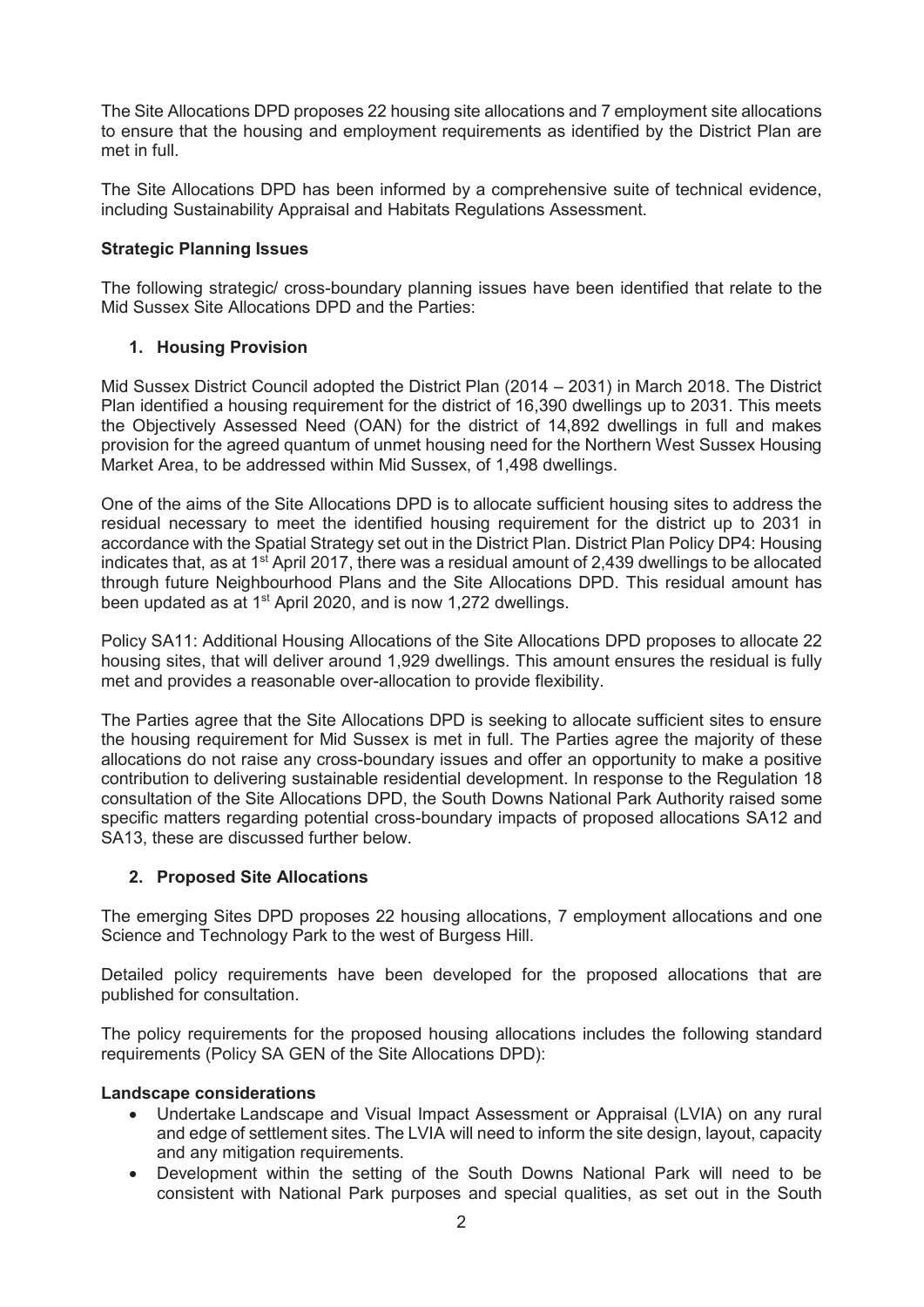The Site Allocations DPD proposes 22 housing site allocations and 7 employment site allocations to ensure that the housing and employment requirements as identified by the District Plan are met in full.

The Site Allocations DPD has been informed by a comprehensive suite of technical evidence, including Sustainability Appraisal and Habitats Regulations Assessment.

**Strategic Planning Issues**

The following strategic/ cross-boundary planning issues have been identified that relate to the Mid Sussex Site Allocations DPD and the Parties:

**1. Housing Provision**

Mid Sussex District Council adopted the District Plan (2014 – 2031) in March 2018. The District Plan identified a housing requirement for the district of 16,390 dwellings up to 2031. This meets the Objectively Assessed Need (OAN) for the district of 14,892 dwellings in full and makes provision for the agreed quantum of unmet housing need for the Northern West Sussex Housing Market Area, to be addressed within Mid Sussex, of 1,498 dwellings.

One of the aims of the Site Allocations DPD is to allocate sufficient housing sites to address the residual necessary to meet the identified housing requirement for the district up to 2031 in accordance with the Spatial Strategy set out in the District Plan. District Plan Policy DP4: Housing indicates that, as at 1st April 2017, there was a residual amount of 2,439 dwellings to be allocated through future Neighbourhood Plans and the Site Allocations DPD. This residual amount has been updated as at 1st April 2020, and is now 1,272 dwellings.

Policy SA11: Additional Housing Allocations of the Site Allocations DPD proposes to allocate 22 housing sites, that will deliver around 1,929 dwellings. This amount ensures the residual is fully met and provides a reasonable over-allocation to provide flexibility.

The Parties agree that the Site Allocations DPD is seeking to allocate sufficient sites to ensure the housing requirement for Mid Sussex is met in full. The Parties agree the majority of these allocations do not raise any cross-boundary issues and offer an opportunity to make a positive contribution to delivering sustainable residential development. In response to the Regulation 18 consultation of the Site Allocations DPD, the South Downs National Park Authority raised some specific matters regarding potential cross-boundary impacts of proposed allocations SA12 and SA13, these are discussed further below.

**2. Proposed Site Allocations**

The emerging Sites DPD proposes 22 housing allocations, 7 employment allocations and one Science and Technology Park to the west of Burgess Hill.

Detailed policy requirements have been developed for the proposed allocations that are published for consultation.

The policy requirements for the proposed housing allocations includes the following standard requirements (Policy SA GEN of the Site Allocations DPD):

**Landscape considerations**

- Undertake Landscape and Visual Impact Assessment or Appraisal (LVIA) on any rural and edge of settlement sites. The LVIA will need to inform the site design, layout, capacity and any mitigation requirements.
- Development within the setting of the South Downs National Park will need to be consistent with National Park purposes and special qualities, as set out in the South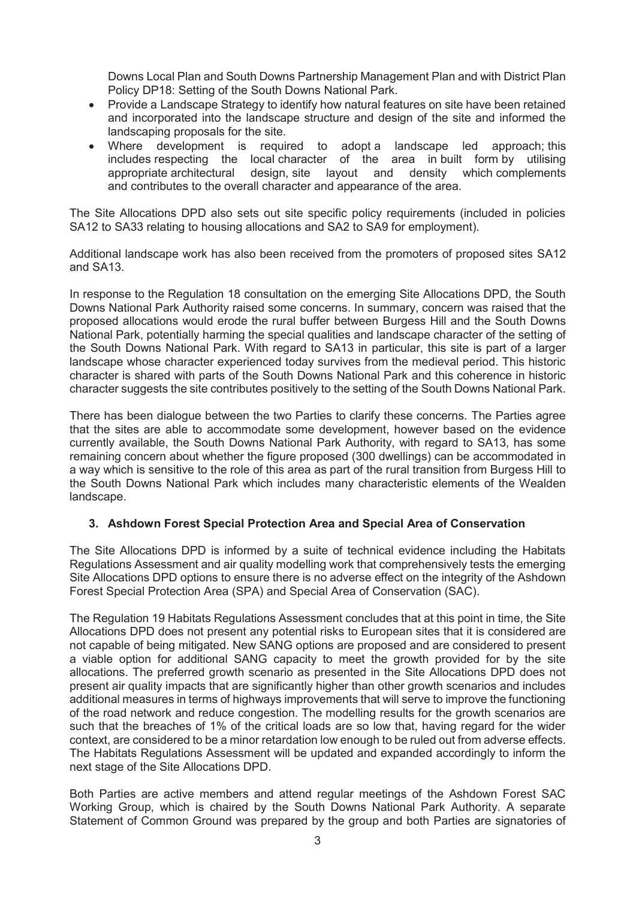Downs Local Plan and South Downs Partnership Management Plan and with District Plan Policy DP18: Setting of the South Downs National Park.

- Provide a Landscape Strategy to identify how natural features on site have been retained and incorporated into the landscape structure and design of the site and informed the landscaping proposals for the site.
- Where development is required to adopt a landscape led approach; this includes respecting the local character of the area in built form by utilising appropriate architectural design, site layout and density which complements and contributes to the overall character and appearance of the area.

The Site Allocations DPD also sets out site specific policy requirements (included in policies SA12 to SA33 relating to housing allocations and SA2 to SA9 for employment).

Additional landscape work has also been received from the promoters of proposed sites SA12 and SA13.

In response to the Regulation 18 consultation on the emerging Site Allocations DPD, the South Downs National Park Authority raised some concerns. In summary, concern was raised that the proposed allocations would erode the rural buffer between Burgess Hill and the South Downs National Park, potentially harming the special qualities and landscape character of the setting of the South Downs National Park. With regard to SA13 in particular, this site is part of a larger landscape whose character experienced today survives from the medieval period. This historic character is shared with parts of the South Downs National Park and this coherence in historic character suggests the site contributes positively to the setting of the South Downs National Park.

There has been dialogue between the two Parties to clarify these concerns. The Parties agree that the sites are able to accommodate some development, however based on the evidence currently available, the South Downs National Park Authority, with regard to SA13, has some remaining concern about whether the figure proposed (300 dwellings) can be accommodated in a way which is sensitive to the role of this area as part of the rural transition from Burgess Hill to the South Downs National Park which includes many characteristic elements of the Wealden landscape.

## 3. Ashdown Forest Special Protection Area and Special Area of Conservation

The Site Allocations DPD is informed by a suite of technical evidence including the Habitats Regulations Assessment and air quality modelling work that comprehensively tests the emerging Site Allocations DPD options to ensure there is no adverse effect on the integrity of the Ashdown Forest Special Protection Area (SPA) and Special Area of Conservation (SAC).

The Regulation 19 Habitats Regulations Assessment concludes that at this point in time, the Site Allocations DPD does not present any potential risks to European sites that it is considered are not capable of being mitigated. New SANG options are proposed and are considered to present a viable option for additional SANG capacity to meet the growth provided for by the site allocations. The preferred growth scenario as presented in the Site Allocations DPD does not present air quality impacts that are significantly higher than other growth scenarios and includes additional measures in terms of highways improvements that will serve to improve the functioning of the road network and reduce congestion. The modelling results for the growth scenarios are such that the breaches of 1% of the critical loads are so low that, having regard for the wider context, are considered to be a minor retardation low enough to be ruled out from adverse effects. The Habitats Regulations Assessment will be updated and expanded accordingly to inform the next stage of the Site Allocations DPD.

Both Parties are active members and attend regular meetings of the Ashdown Forest SAC Working Group, which is chaired by the South Downs National Park Authority. A separate Statement of Common Ground was prepared by the group and both Parties are signatories of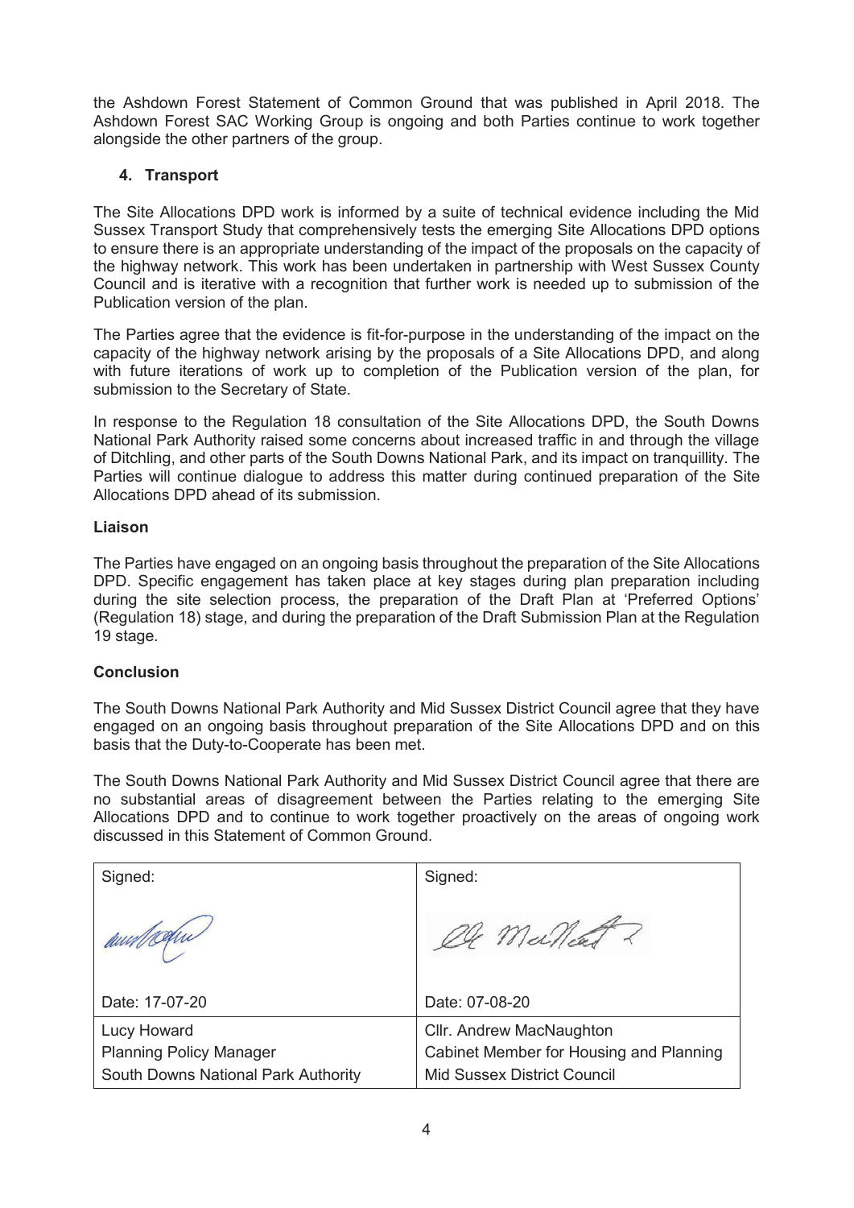the Ashdown Forest Statement of Common Ground that was published in April 2018. The Ashdown Forest SAC Working Group is ongoing and both Parties continue to work together alongside the other partners of the group.

## 4. Transport

The Site Allocations DPD work is informed by a suite of technical evidence including the Mid Sussex Transport Study that comprehensively tests the emerging Site Allocations DPD options to ensure there is an appropriate understanding of the impact of the proposals on the capacity of the highway network. This work has been undertaken in partnership with West Sussex County Council and is iterative with a recognition that further work is needed up to submission of the Publication version of the plan.

The Parties agree that the evidence is fit-for-purpose in the understanding of the impact on the capacity of the highway network arising by the proposals of a Site Allocations DPD, and along with future iterations of work up to completion of the Publication version of the plan, for submission to the Secretary of State.

In response to the Regulation 18 consultation of the Site Allocations DPD, the South Downs National Park Authority raised some concerns about increased traffic in and through the village of Ditchling, and other parts of the South Downs National Park, and its impact on tranquillity. The Parties will continue dialogue to address this matter during continued preparation of the Site Allocations DPD ahead of its submission.

## Liaison

The Parties have engaged on an ongoing basis throughout the preparation of the Site Allocations DPD. Specific engagement has taken place at key stages during plan preparation including during the site selection process, the preparation of the Draft Plan at 'Preferred Options' (Regulation 18) stage, and during the preparation of the Draft Submission Plan at the Regulation 19 stage.

## Conclusion

The South Downs National Park Authority and Mid Sussex District Council agree that they have engaged on an ongoing basis throughout preparation of the Site Allocations DPD and on this basis that the Duty-to-Cooperate has been met.

The South Downs National Park Authority and Mid Sussex District Council agree that there are no substantial areas of disagreement between the Parties relating to the emerging Site Allocations DPD and to continue to work together proactively on the areas of ongoing work discussed in this Statement of Common Ground.

| | |
|---|---|
| Signed: [signature] | Signed: [signature] |
| Date: 17-07-20 | Date: 07-08-20 |
| Lucy Howard<br>Planning Policy Manager<br>South Downs National Park Authority | Cllr. Andrew MacNaughton<br>Cabinet Member for Housing and Planning<br>Mid Sussex District Council |